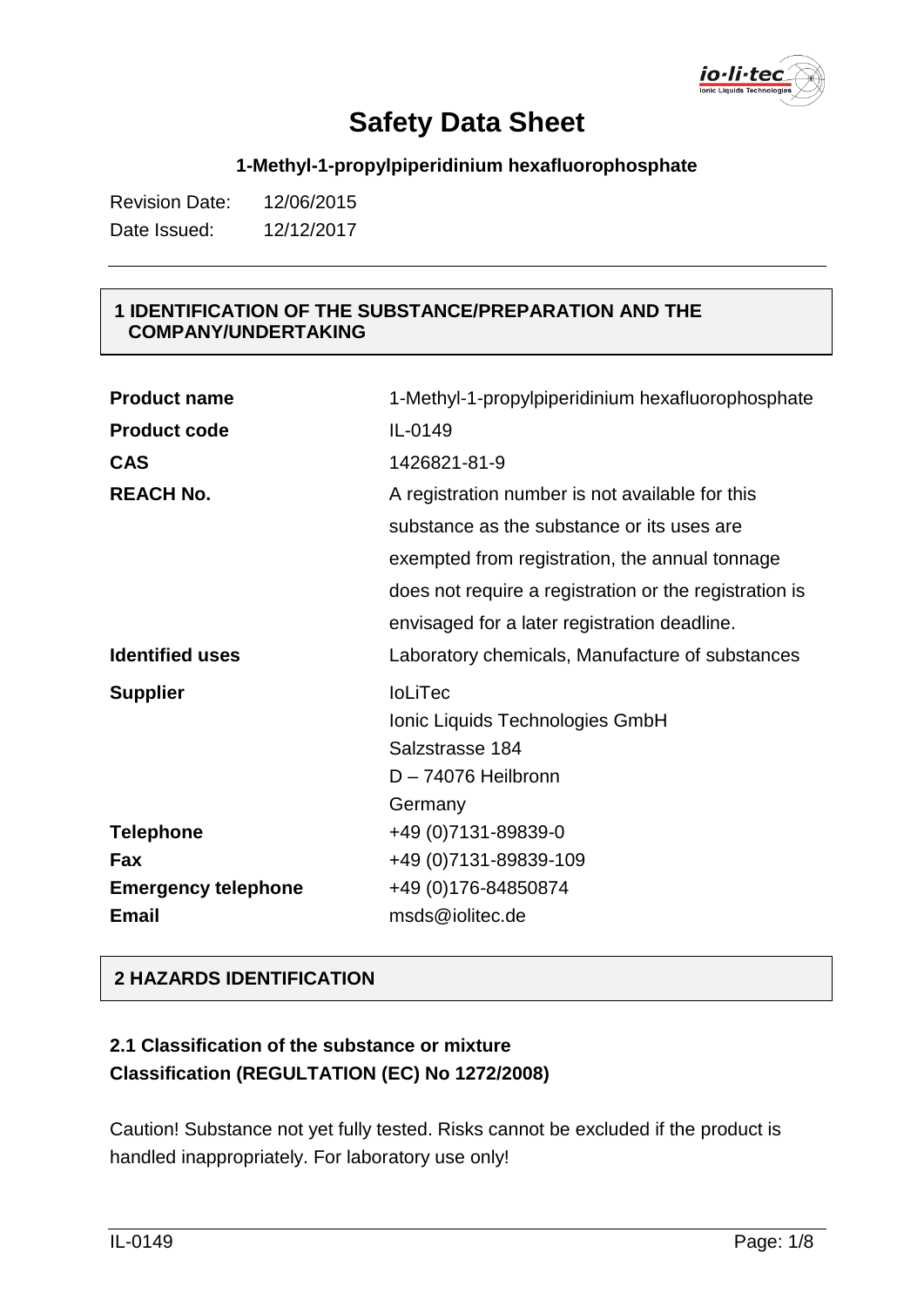# Safety Data Sheet

**1-Methyl-1-propylpiperidinium hexafluorophosphate**

Revision Date: 12/06/2015
Date Issued: 12/12/2017

## 1 IDENTIFICATION OF THE SUBSTANCE/PREPARATION AND THE COMPANY/UNDERTAKING

| | |
|---|---|
| **Product name** | 1-Methyl-1-propylpiperidinium hexafluorophosphate |
| **Product code** | IL-0149 |
| **CAS** | 1426821-81-9 |
| **REACH No.** | A registration number is not available for this substance as the substance or its uses are exempted from registration, the annual tonnage does not require a registration or the registration is envisaged for a later registration deadline. |
| **Identified uses** | Laboratory chemicals, Manufacture of substances |
| **Supplier** | IoLiTec<br>Ionic Liquids Technologies GmbH<br>Salzstrasse 184<br>D – 74076 Heilbronn<br>Germany |
| **Telephone** | +49 (0)7131-89839-0 |
| **Fax** | +49 (0)7131-89839-109 |
| **Emergency telephone** | +49 (0)176-84850874 |
| **Email** | msds@iolitec.de |

## 2 HAZARDS IDENTIFICATION

### 2.1 Classification of the substance or mixture
### Classification (REGULTATION (EC) No 1272/2008)

Caution! Substance not yet fully tested. Risks cannot be excluded if the product is handled inappropriately. For laboratory use only!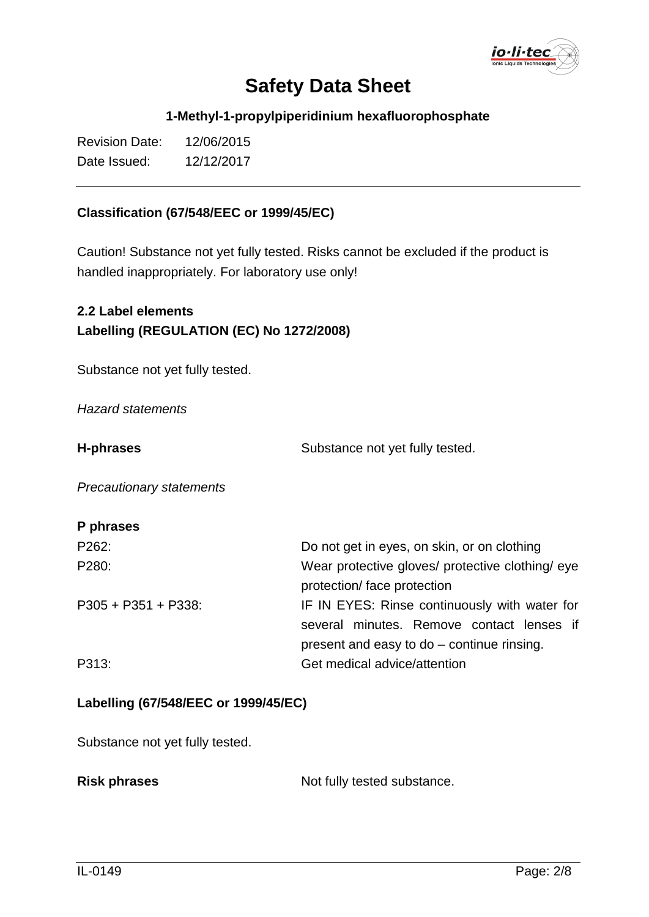# Safety Data Sheet

**1-Methyl-1-propylpiperidinium hexafluorophosphate**

Revision Date: 12/06/2015
Date Issued: 12/12/2017

---

**Classification (67/548/EEC or 1999/45/EC)**

Caution! Substance not yet fully tested. Risks cannot be excluded if the product is handled inappropriately. For laboratory use only!

**2.2 Label elements**
**Labelling (REGULATION (EC) No 1272/2008)**

Substance not yet fully tested.

*Hazard statements*

**H-phrases** Substance not yet fully tested.

*Precautionary statements*

**P phrases**

| | |
|---|---|
| P262: | Do not get in eyes, on skin, or on clothing |
| P280: | Wear protective gloves/ protective clothing/ eye protection/ face protection |
| P305 + P351 + P338: | IF IN EYES: Rinse continuously with water for several minutes. Remove contact lenses if present and easy to do – continue rinsing. |
| P313: | Get medical advice/attention |

**Labelling (67/548/EEC or 1999/45/EC)**

Substance not yet fully tested.

**Risk phrases** Not fully tested substance.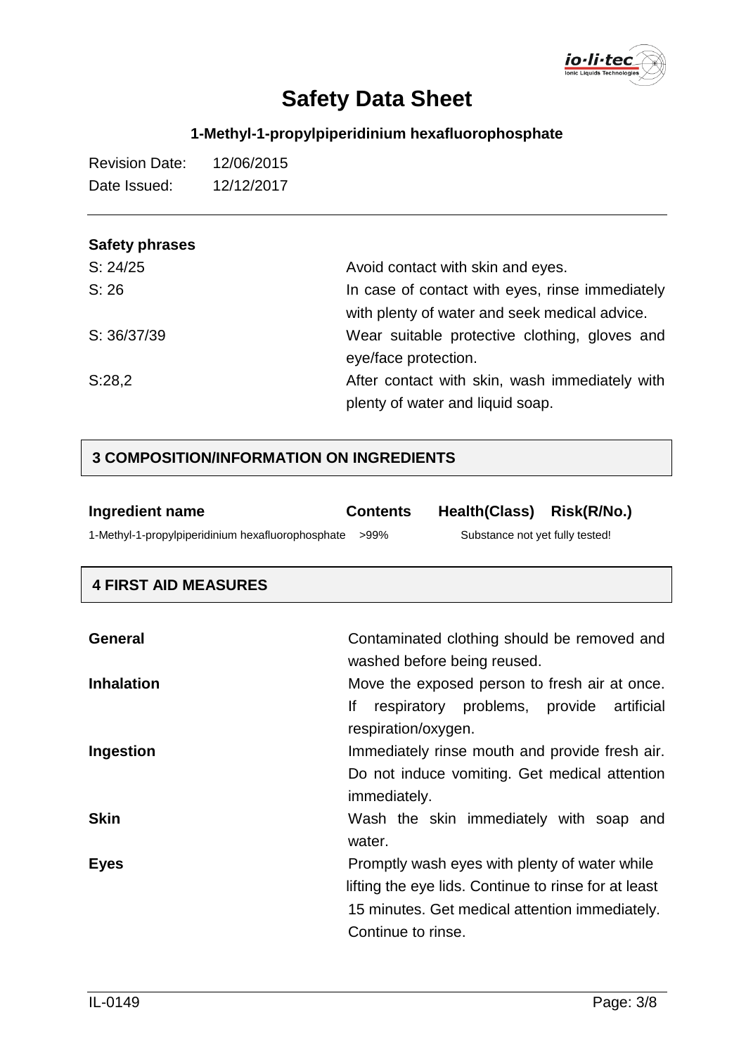# Safety Data Sheet

**1-Methyl-1-propylpiperidinium hexafluorophosphate**

Revision Date: 12/06/2015
Date Issued: 12/12/2017

**Safety phrases**

| | |
|---|---|
| S: 24/25 | Avoid contact with skin and eyes. |
| S: 26 | In case of contact with eyes, rinse immediately with plenty of water and seek medical advice. |
| S: 36/37/39 | Wear suitable protective clothing, gloves and eye/face protection. |
| S:28,2 | After contact with skin, wash immediately with plenty of water and liquid soap. |

## 3 COMPOSITION/INFORMATION ON INGREDIENTS

| Ingredient name | Contents | Health(Class) | Risk(R/No.) |
|---|---|---|---|
| 1-Methyl-1-propylpiperidinium hexafluorophosphate | >99% | Substance not yet fully tested! | |

## 4 FIRST AID MEASURES

**General** Contaminated clothing should be removed and washed before being reused.

**Inhalation** Move the exposed person to fresh air at once. If respiratory problems, provide artificial respiration/oxygen.

**Ingestion** Immediately rinse mouth and provide fresh air. Do not induce vomiting. Get medical attention immediately.

**Skin** Wash the skin immediately with soap and water.

**Eyes** Promptly wash eyes with plenty of water while lifting the eye lids. Continue to rinse for at least 15 minutes. Get medical attention immediately. Continue to rinse.

IL-0149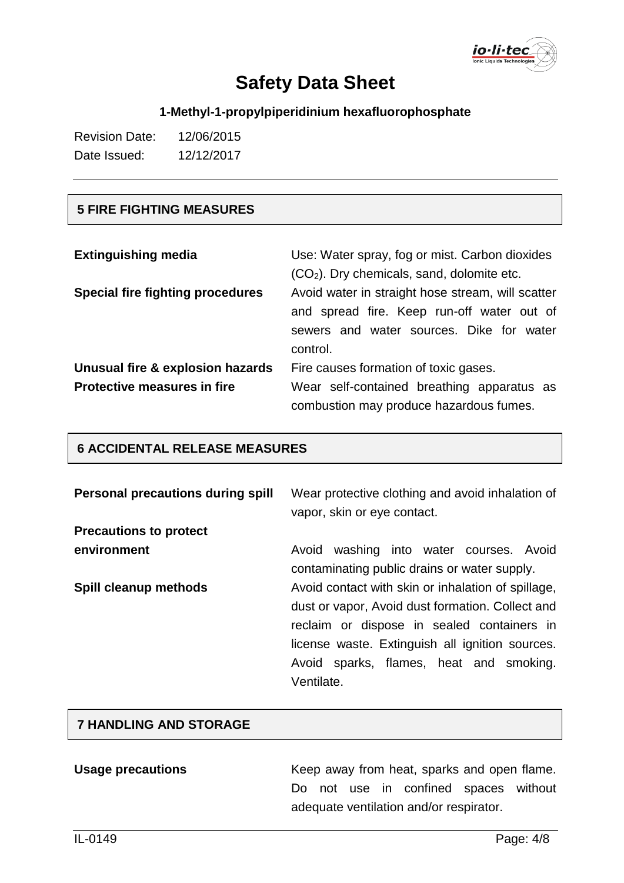# Safety Data Sheet

**1-Methyl-1-propylpiperidinium hexafluorophosphate**

Revision Date: 12/06/2015
Date Issued: 12/12/2017

## 5 FIRE FIGHTING MEASURES

| | |
|---|---|
| **Extinguishing media** | Use: Water spray, fog or mist. Carbon dioxides ($CO_2$). Dry chemicals, sand, dolomite etc. |
| **Special fire fighting procedures** | Avoid water in straight hose stream, will scatter and spread fire. Keep run-off water out of sewers and water sources. Dike for water control. |
| **Unusual fire & explosion hazards** | Fire causes formation of toxic gases. |
| **Protective measures in fire** | Wear self-contained breathing apparatus as combustion may produce hazardous fumes. |

## 6 ACCIDENTAL RELEASE MEASURES

| | |
|---|---|
| **Personal precautions during spill** | Wear protective clothing and avoid inhalation of vapor, skin or eye contact. |
| **Precautions to protect environment** | Avoid washing into water courses. Avoid contaminating public drains or water supply. |
| **Spill cleanup methods** | Avoid contact with skin or inhalation of spillage, dust or vapor, Avoid dust formation. Collect and reclaim or dispose in sealed containers in license waste. Extinguish all ignition sources. Avoid sparks, flames, heat and smoking. Ventilate. |

## 7 HANDLING AND STORAGE

| | |
|---|---|
| **Usage precautions** | Keep away from heat, sparks and open flame. Do not use in confined spaces without adequate ventilation and/or respirator. |

IL-0149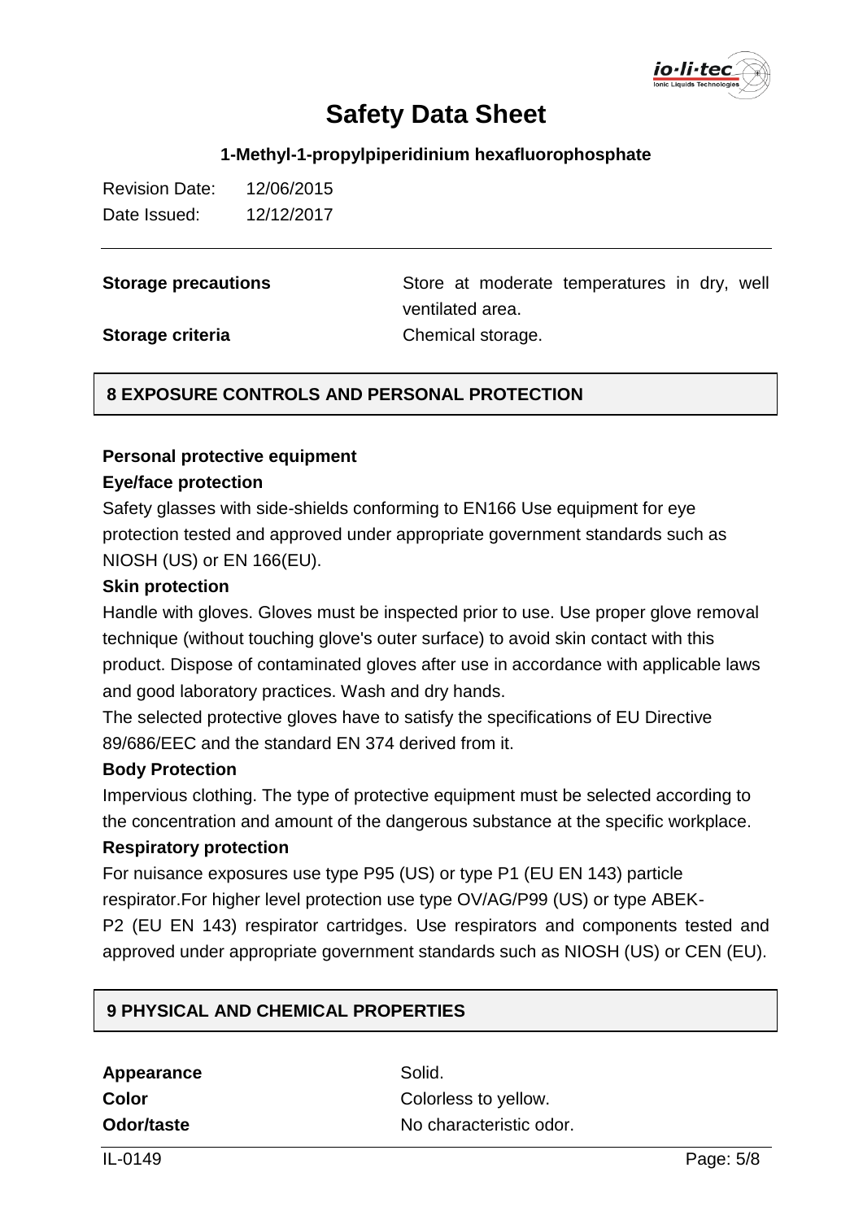| | |
|---|---|
| **Storage precautions** | Store at moderate temperatures in dry, well ventilated area. |
| **Storage criteria** | Chemical storage. |

## 8 EXPOSURE CONTROLS AND PERSONAL PROTECTION

**Personal protective equipment**

**Eye/face protection**

Safety glasses with side-shields conforming to EN166 Use equipment for eye protection tested and approved under appropriate government standards such as NIOSH (US) or EN 166(EU).

**Skin protection**

Handle with gloves. Gloves must be inspected prior to use. Use proper glove removal technique (without touching glove's outer surface) to avoid skin contact with this product. Dispose of contaminated gloves after use in accordance with applicable laws and good laboratory practices. Wash and dry hands.

The selected protective gloves have to satisfy the specifications of EU Directive 89/686/EEC and the standard EN 374 derived from it.

**Body Protection**

Impervious clothing. The type of protective equipment must be selected according to the concentration and amount of the dangerous substance at the specific workplace.

**Respiratory protection**

For nuisance exposures use type P95 (US) or type P1 (EU EN 143) particle respirator.For higher level protection use type OV/AG/P99 (US) or type ABEK-P2 (EU EN 143) respirator cartridges. Use respirators and components tested and approved under appropriate government standards such as NIOSH (US) or CEN (EU).

## 9 PHYSICAL AND CHEMICAL PROPERTIES

| | |
|---|---|
| **Appearance** | Solid. |
| **Color** | Colorless to yellow. |
| **Odor/taste** | No characteristic odor. |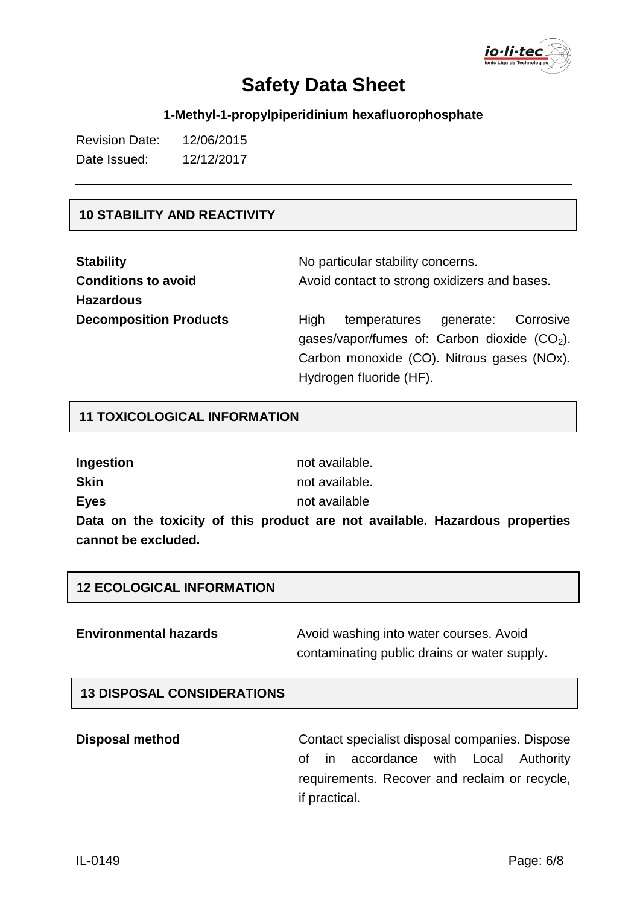# Safety Data Sheet

**1-Methyl-1-propylpiperidinium hexafluorophosphate**

Revision Date: 12/06/2015
Date Issued: 12/12/2017

## 10 STABILITY AND REACTIVITY

| | |
|---|---|
| **Stability** | No particular stability concerns. |
| **Conditions to avoid** | Avoid contact to strong oxidizers and bases. |
| **Hazardous Decomposition Products** | High temperatures generate: Corrosive gases/vapor/fumes of: Carbon dioxide ($CO_2$). Carbon monoxide (CO). Nitrous gases (NOx). Hydrogen fluoride (HF). |

## 11 TOXICOLOGICAL INFORMATION

| | |
|---|---|
| **Ingestion** | not available. |
| **Skin** | not available. |
| **Eyes** | not available |

**Data on the toxicity of this product are not available. Hazardous properties cannot be excluded.**

## 12 ECOLOGICAL INFORMATION

| | |
|---|---|
| **Environmental hazards** | Avoid washing into water courses. Avoid contaminating public drains or water supply. |

## 13 DISPOSAL CONSIDERATIONS

| | |
|---|---|
| **Disposal method** | Contact specialist disposal companies. Dispose of in accordance with Local Authority requirements. Recover and reclaim or recycle, if practical. |

IL-0149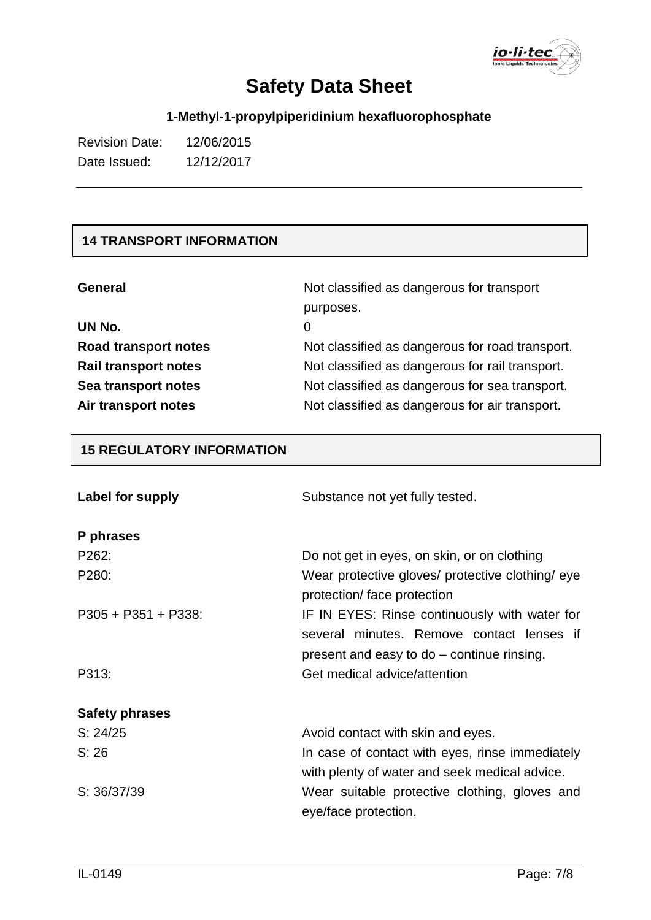# Safety Data Sheet

**1-Methyl-1-propylpiperidinium hexafluorophosphate**

Revision Date: 12/06/2015
Date Issued: 12/12/2017

## 14 TRANSPORT INFORMATION

| | |
|---|---|
| **General** | Not classified as dangerous for transport purposes. |
| **UN No.** | 0 |
| **Road transport notes** | Not classified as dangerous for road transport. |
| **Rail transport notes** | Not classified as dangerous for rail transport. |
| **Sea transport notes** | Not classified as dangerous for sea transport. |
| **Air transport notes** | Not classified as dangerous for air transport. |

## 15 REGULATORY INFORMATION

**Label for supply** Substance not yet fully tested.

**P phrases**

| | |
|---|---|
| P262: | Do not get in eyes, on skin, or on clothing |
| P280: | Wear protective gloves/ protective clothing/ eye protection/ face protection |
| P305 + P351 + P338: | IF IN EYES: Rinse continuously with water for several minutes. Remove contact lenses if present and easy to do – continue rinsing. |
| P313: | Get medical advice/attention |

**Safety phrases**

| | |
|---|---|
| S: 24/25 | Avoid contact with skin and eyes. |
| S: 26 | In case of contact with eyes, rinse immediately with plenty of water and seek medical advice. |
| S: 36/37/39 | Wear suitable protective clothing, gloves and eye/face protection. |

IL-0149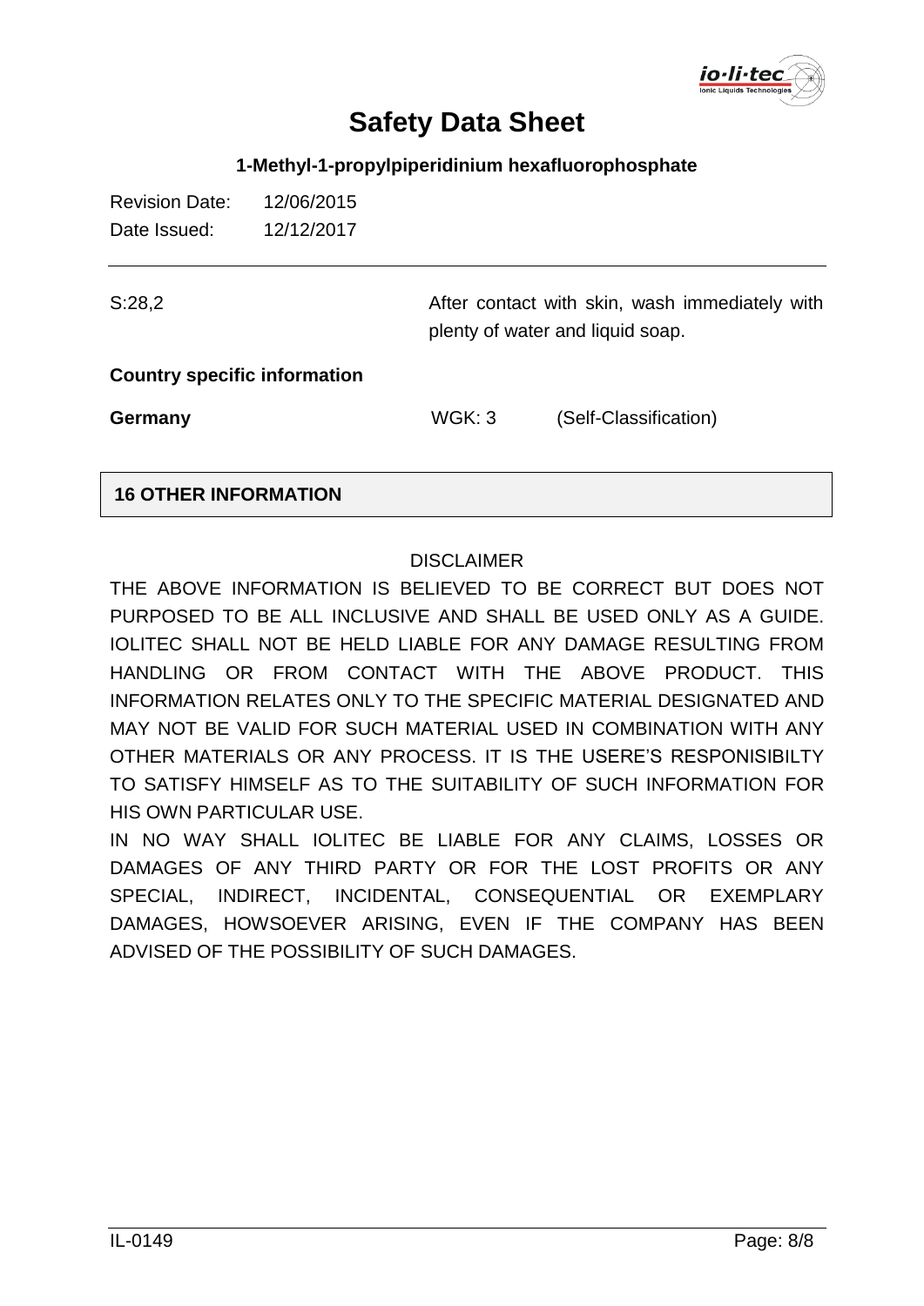| | |
|---|---|
| S:28,2 | After contact with skin, wash immediately with plenty of water and liquid soap. |

**Country specific information**

| | | |
|---|---|---|
| **Germany** | WGK: 3 | (Self-Classification) |

## 16 OTHER INFORMATION

DISCLAIMER

THE ABOVE INFORMATION IS BELIEVED TO BE CORRECT BUT DOES NOT PURPOSED TO BE ALL INCLUSIVE AND SHALL BE USED ONLY AS A GUIDE. IOLITEC SHALL NOT BE HELD LIABLE FOR ANY DAMAGE RESULTING FROM HANDLING OR FROM CONTACT WITH THE ABOVE PRODUCT. THIS INFORMATION RELATES ONLY TO THE SPECIFIC MATERIAL DESIGNATED AND MAY NOT BE VALID FOR SUCH MATERIAL USED IN COMBINATION WITH ANY OTHER MATERIALS OR ANY PROCESS. IT IS THE USERE'S RESPONISIBILTY TO SATISFY HIMSELF AS TO THE SUITABILITY OF SUCH INFORMATION FOR HIS OWN PARTICULAR USE.

IN NO WAY SHALL IOLITEC BE LIABLE FOR ANY CLAIMS, LOSSES OR DAMAGES OF ANY THIRD PARTY OR FOR THE LOST PROFITS OR ANY SPECIAL, INDIRECT, INCIDENTAL, CONSEQUENTIAL OR EXEMPLARY DAMAGES, HOWSOEVER ARISING, EVEN IF THE COMPANY HAS BEEN ADVISED OF THE POSSIBILITY OF SUCH DAMAGES.